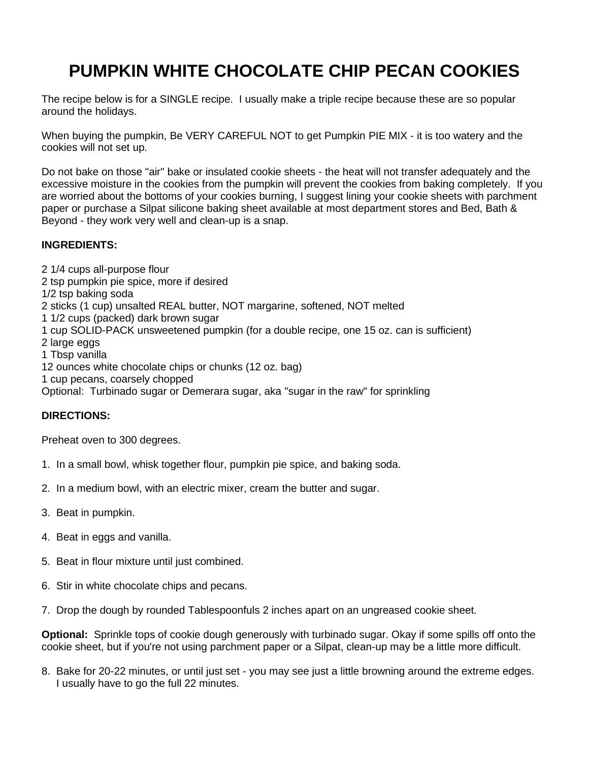# PUMPKIN WHITE CHOCOLATE CHIP PECAN COOKIES

The recipe below is for a SINGLE recipe. I usually make a triple recipe because these are so popular around the holidays.

When buying the pumpkin, Be VERY CAREFUL NOT to get Pumpkin PIE MIX - it is too watery and the cookies will not set up.

Do not bake on those "air" bake or insulated cookie sheets - the heat will not transfer adequately and the excessive moisture in the cookies from the pumpkin will prevent the cookies from baking completely. If you are worried about the bottoms of your cookies burning, I suggest lining your cookie sheets with parchment paper or purchase a Silpat silicone baking sheet available at most department stores and Bed, Bath & Beyond - they work very well and clean-up is a snap.

**INGREDIENTS:**

2 1/4 cups all-purpose flour
2 tsp pumpkin pie spice, more if desired
1/2 tsp baking soda
2 sticks (1 cup) unsalted REAL butter, NOT margarine, softened, NOT melted
1 1/2 cups (packed) dark brown sugar
1 cup SOLID-PACK unsweetened pumpkin (for a double recipe, one 15 oz. can is sufficient)
2 large eggs
1 Tbsp vanilla
12 ounces white chocolate chips or chunks (12 oz. bag)
1 cup pecans, coarsely chopped
Optional: Turbinado sugar or Demerara sugar, aka "sugar in the raw" for sprinkling

**DIRECTIONS:**

Preheat oven to 300 degrees.

1. In a small bowl, whisk together flour, pumpkin pie spice, and baking soda.

2. In a medium bowl, with an electric mixer, cream the butter and sugar.

3. Beat in pumpkin.

4. Beat in eggs and vanilla.

5. Beat in flour mixture until just combined.

6. Stir in white chocolate chips and pecans.

7. Drop the dough by rounded Tablespoonfuls 2 inches apart on an ungreased cookie sheet.

**Optional:** Sprinkle tops of cookie dough generously with turbinado sugar. Okay if some spills off onto the cookie sheet, but if you're not using parchment paper or a Silpat, clean-up may be a little more difficult.

8. Bake for 20-22 minutes, or until just set - you may see just a little browning around the extreme edges. I usually have to go the full 22 minutes.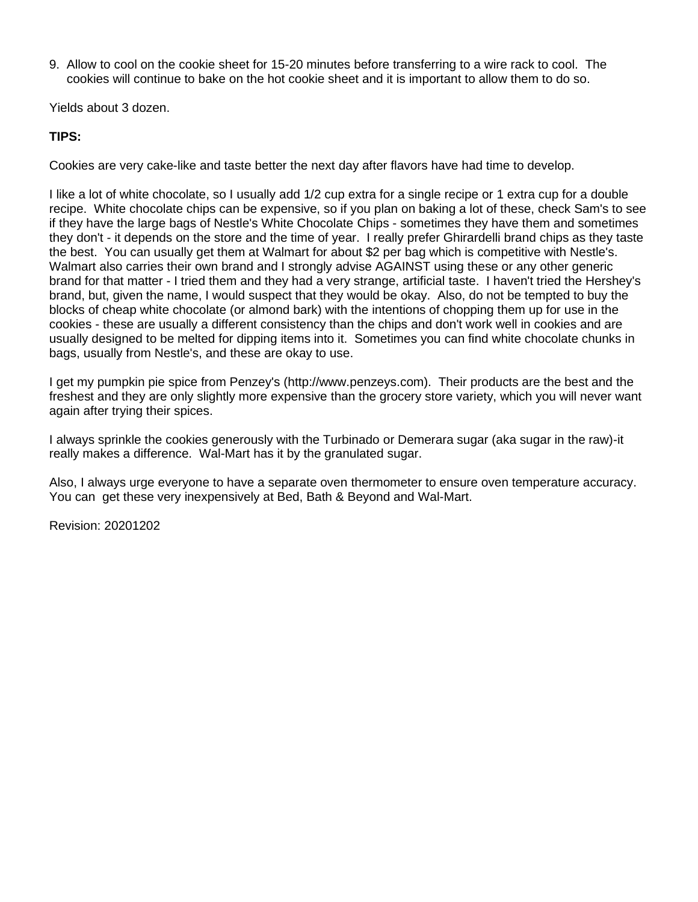9. Allow to cool on the cookie sheet for 15-20 minutes before transferring to a wire rack to cool. The cookies will continue to bake on the hot cookie sheet and it is important to allow them to do so.

Yields about 3 dozen.

**TIPS:**

Cookies are very cake-like and taste better the next day after flavors have had time to develop.

I like a lot of white chocolate, so I usually add 1/2 cup extra for a single recipe or 1 extra cup for a double recipe. White chocolate chips can be expensive, so if you plan on baking a lot of these, check Sam's to see if they have the large bags of Nestle's White Chocolate Chips - sometimes they have them and sometimes they don't - it depends on the store and the time of year. I really prefer Ghirardelli brand chips as they taste the best. You can usually get them at Walmart for about $2 per bag which is competitive with Nestle's. Walmart also carries their own brand and I strongly advise AGAINST using these or any other generic brand for that matter - I tried them and they had a very strange, artificial taste. I haven't tried the Hershey's brand, but, given the name, I would suspect that they would be okay. Also, do not be tempted to buy the blocks of cheap white chocolate (or almond bark) with the intentions of chopping them up for use in the cookies - these are usually a different consistency than the chips and don't work well in cookies and are usually designed to be melted for dipping items into it. Sometimes you can find white chocolate chunks in bags, usually from Nestle's, and these are okay to use.

I get my pumpkin pie spice from Penzey's (http://www.penzeys.com). Their products are the best and the freshest and they are only slightly more expensive than the grocery store variety, which you will never want again after trying their spices.

I always sprinkle the cookies generously with the Turbinado or Demerara sugar (aka sugar in the raw)-it really makes a difference. Wal-Mart has it by the granulated sugar.

Also, I always urge everyone to have a separate oven thermometer to ensure oven temperature accuracy. You can get these very inexpensively at Bed, Bath & Beyond and Wal-Mart.

Revision: 20201202